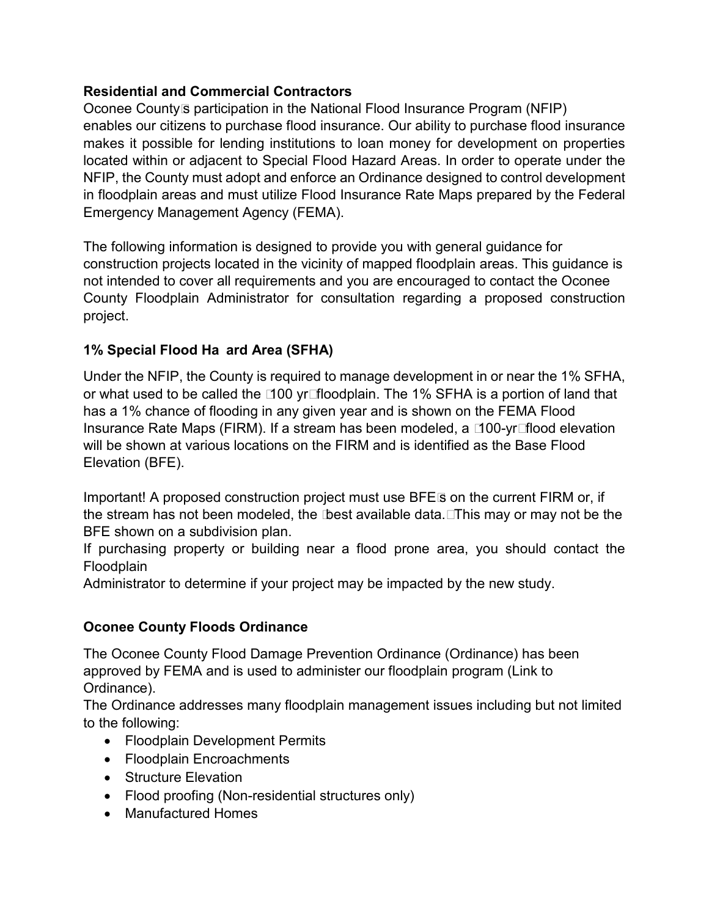**Residential and Commercial Contractors**

Oconee County's participation in the National Flood Insurance Program (NFIP) enables our citizens to purchase flood insurance. Our ability to purchase flood insurance makes it possible for lending institutions to loan money for development on properties located within or adjacent to Special Flood Hazard Areas. In order to operate under the NFIP, the County must adopt and enforce an Ordinance designed to control development in floodplain areas and must utilize Flood Insurance Rate Maps prepared by the Federal Emergency Management Agency (FEMA).

The following information is designed to provide you with general guidance for construction projects located in the vicinity of mapped floodplain areas. This guidance is not intended to cover all requirements and you are encouraged to contact the Oconee County Floodplain Administrator for consultation regarding a proposed construction project.

**1% Special Flood Ha ard Area (SFHA)**

Under the NFIP, the County is required to manage development in or near the 1% SFHA, or what used to be called the "100 yr" floodplain. The 1% SFHA is a portion of land that has a 1% chance of flooding in any given year and is shown on the FEMA Flood Insurance Rate Maps (FIRM). If a stream has been modeled, a "100-yr" flood elevation will be shown at various locations on the FIRM and is identified as the Base Flood Elevation (BFE).

Important! A proposed construction project must use BFE's on the current FIRM or, if the stream has not been modeled, the "best available data." This may or may not be the BFE shown on a subdivision plan.

If purchasing property or building near a flood prone area, you should contact the Floodplain Administrator to determine if your project may be impacted by the new study.

**Oconee County Floods Ordinance**

The Oconee County Flood Damage Prevention Ordinance (Ordinance) has been approved by FEMA and is used to administer our floodplain program (Link to Ordinance).

The Ordinance addresses many floodplain management issues including but not limited to the following:

- Floodplain Development Permits
- Floodplain Encroachments
- Structure Elevation
- Flood proofing (Non-residential structures only)
- Manufactured Homes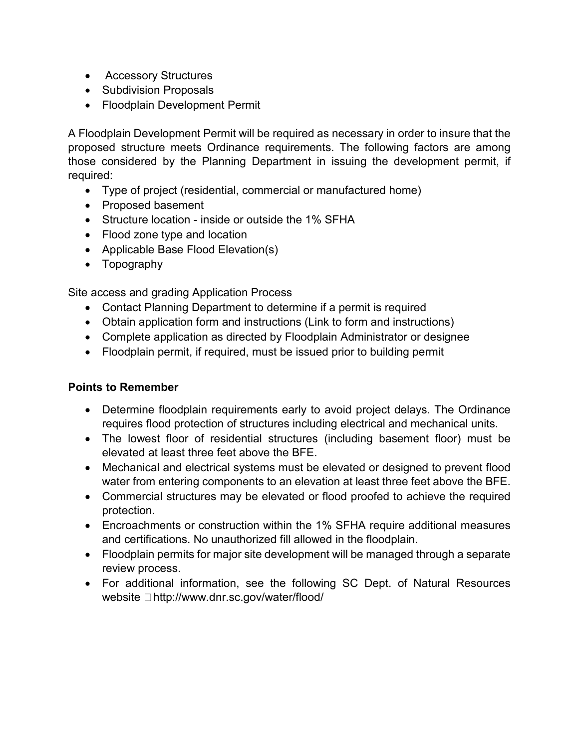- Accessory Structures
- Subdivision Proposals
- Floodplain Development Permit

A Floodplain Development Permit will be required as necessary in order to insure that the proposed structure meets Ordinance requirements. The following factors are among those considered by the Planning Department in issuing the development permit, if required:

- Type of project (residential, commercial or manufactured home)
- Proposed basement
- Structure location - inside or outside the 1% SFHA
- Flood zone type and location
- Applicable Base Flood Elevation(s)
- Topography

Site access and grading Application Process

- Contact Planning Department to determine if a permit is required
- Obtain application form and instructions (Link to form and instructions)
- Complete application as directed by Floodplain Administrator or designee
- Floodplain permit, if required, must be issued prior to building permit

**Points to Remember**

- Determine floodplain requirements early to avoid project delays. The Ordinance requires flood protection of structures including electrical and mechanical units.
- The lowest floor of residential structures (including basement floor) must be elevated at least three feet above the BFE.
- Mechanical and electrical systems must be elevated or designed to prevent flood water from entering components to an elevation at least three feet above the BFE.
- Commercial structures may be elevated or flood proofed to achieve the required protection.
- Encroachments or construction within the 1% SFHA require additional measures and certifications. No unauthorized fill allowed in the floodplain.
- Floodplain permits for major site development will be managed through a separate review process.
- For additional information, see the following SC Dept. of Natural Resources website  http://www.dnr.sc.gov/water/flood/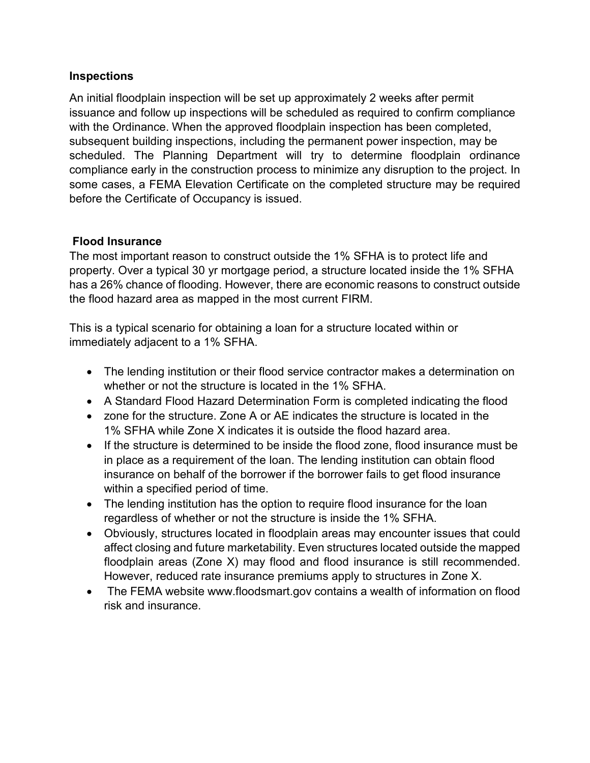## Inspections

An initial floodplain inspection will be set up approximately 2 weeks after permit issuance and follow up inspections will be scheduled as required to confirm compliance with the Ordinance. When the approved floodplain inspection has been completed, subsequent building inspections, including the permanent power inspection, may be scheduled. The Planning Department will try to determine floodplain ordinance compliance early in the construction process to minimize any disruption to the project. In some cases, a FEMA Elevation Certificate on the completed structure may be required before the Certificate of Occupancy is issued.

## Flood Insurance

The most important reason to construct outside the 1% SFHA is to protect life and property. Over a typical 30 yr mortgage period, a structure located inside the 1% SFHA has a 26% chance of flooding. However, there are economic reasons to construct outside the flood hazard area as mapped in the most current FIRM.

This is a typical scenario for obtaining a loan for a structure located within or immediately adjacent to a 1% SFHA.

- The lending institution or their flood service contractor makes a determination on whether or not the structure is located in the 1% SFHA.
- A Standard Flood Hazard Determination Form is completed indicating the flood
- zone for the structure. Zone A or AE indicates the structure is located in the 1% SFHA while Zone X indicates it is outside the flood hazard area.
- If the structure is determined to be inside the flood zone, flood insurance must be in place as a requirement of the loan. The lending institution can obtain flood insurance on behalf of the borrower if the borrower fails to get flood insurance within a specified period of time.
- The lending institution has the option to require flood insurance for the loan regardless of whether or not the structure is inside the 1% SFHA.
- Obviously, structures located in floodplain areas may encounter issues that could affect closing and future marketability. Even structures located outside the mapped floodplain areas (Zone X) may flood and flood insurance is still recommended. However, reduced rate insurance premiums apply to structures in Zone X.
- The FEMA website www.floodsmart.gov contains a wealth of information on flood risk and insurance.